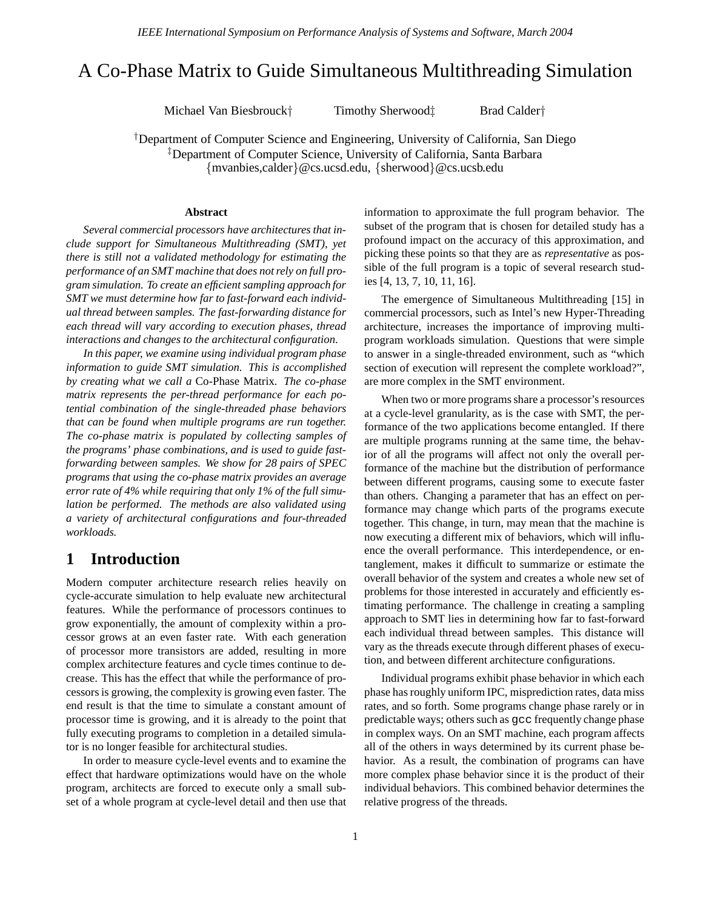# A Co-Phase Matrix to Guide Simultaneous Multithreading Simulation

Michael Van Biesbrouck† Timothy Sherwood‡ Brad Calder†

†Department of Computer Science and Engineering, University of California, San Diego
‡Department of Computer Science, University of California, Santa Barbara
{mvanbies,calder}@cs.ucsd.edu, {sherwood}@cs.ucsb.edu

### Abstract

*Several commercial processors have architectures that include support for Simultaneous Multithreading (SMT), yet there is still not a validated methodology for estimating the performance of an SMT machine that does not rely on full program simulation. To create an efficient sampling approach for SMT we must determine how far to fast-forward each individual thread between samples. The fast-forwarding distance for each thread will vary according to execution phases, thread interactions and changes to the architectural configuration.*

*In this paper, we examine using individual program phase information to guide SMT simulation. This is accomplished by creating what we call a* Co-Phase Matrix*. The co-phase matrix represents the per-thread performance for each potential combination of the single-threaded phase behaviors that can be found when multiple programs are run together. The co-phase matrix is populated by collecting samples of the programs' phase combinations, and is used to guide fast-forwarding between samples. We show for 28 pairs of SPEC programs that using the co-phase matrix provides an average error rate of 4% while requiring that only 1% of the full simulation be performed. The methods are also validated using a variety of architectural configurations and four-threaded workloads.*

## 1 Introduction

Modern computer architecture research relies heavily on cycle-accurate simulation to help evaluate new architectural features. While the performance of processors continues to grow exponentially, the amount of complexity within a processor grows at an even faster rate. With each generation of processor more transistors are added, resulting in more complex architecture features and cycle times continue to decrease. This has the effect that while the performance of processors is growing, the complexity is growing even faster. The end result is that the time to simulate a constant amount of processor time is growing, and it is already to the point that fully executing programs to completion in a detailed simulator is no longer feasible for architectural studies.

In order to measure cycle-level events and to examine the effect that hardware optimizations would have on the whole program, architects are forced to execute only a small subset of a whole program at cycle-level detail and then use that information to approximate the full program behavior. The subset of the program that is chosen for detailed study has a profound impact on the accuracy of this approximation, and picking these points so that they are as *representative* as possible of the full program is a topic of several research studies [4, 13, 7, 10, 11, 16].

The emergence of Simultaneous Multithreading [15] in commercial processors, such as Intel's new Hyper-Threading architecture, increases the importance of improving multi-program workloads simulation. Questions that were simple to answer in a single-threaded environment, such as "which section of execution will represent the complete workload?", are more complex in the SMT environment.

When two or more programs share a processor's resources at a cycle-level granularity, as is the case with SMT, the performance of the two applications become entangled. If there are multiple programs running at the same time, the behavior of all the programs will affect not only the overall performance of the machine but the distribution of performance between different programs, causing some to execute faster than others. Changing a parameter that has an effect on performance may change which parts of the programs execute together. This change, in turn, may mean that the machine is now executing a different mix of behaviors, which will influence the overall performance. This interdependence, or entanglement, makes it difficult to summarize or estimate the overall behavior of the system and creates a whole new set of problems for those interested in accurately and efficiently estimating performance. The challenge in creating a sampling approach to SMT lies in determining how far to fast-forward each individual thread between samples. This distance will vary as the threads execute through different phases of execution, and between different architecture configurations.

Individual programs exhibit phase behavior in which each phase has roughly uniform IPC, misprediction rates, data miss rates, and so forth. Some programs change phase rarely or in predictable ways; others such as `gcc` frequently change phase in complex ways. On an SMT machine, each program affects all of the others in ways determined by its current phase behavior. As a result, the combination of programs can have more complex phase behavior since it is the product of their individual behaviors. This combined behavior determines the relative progress of the threads.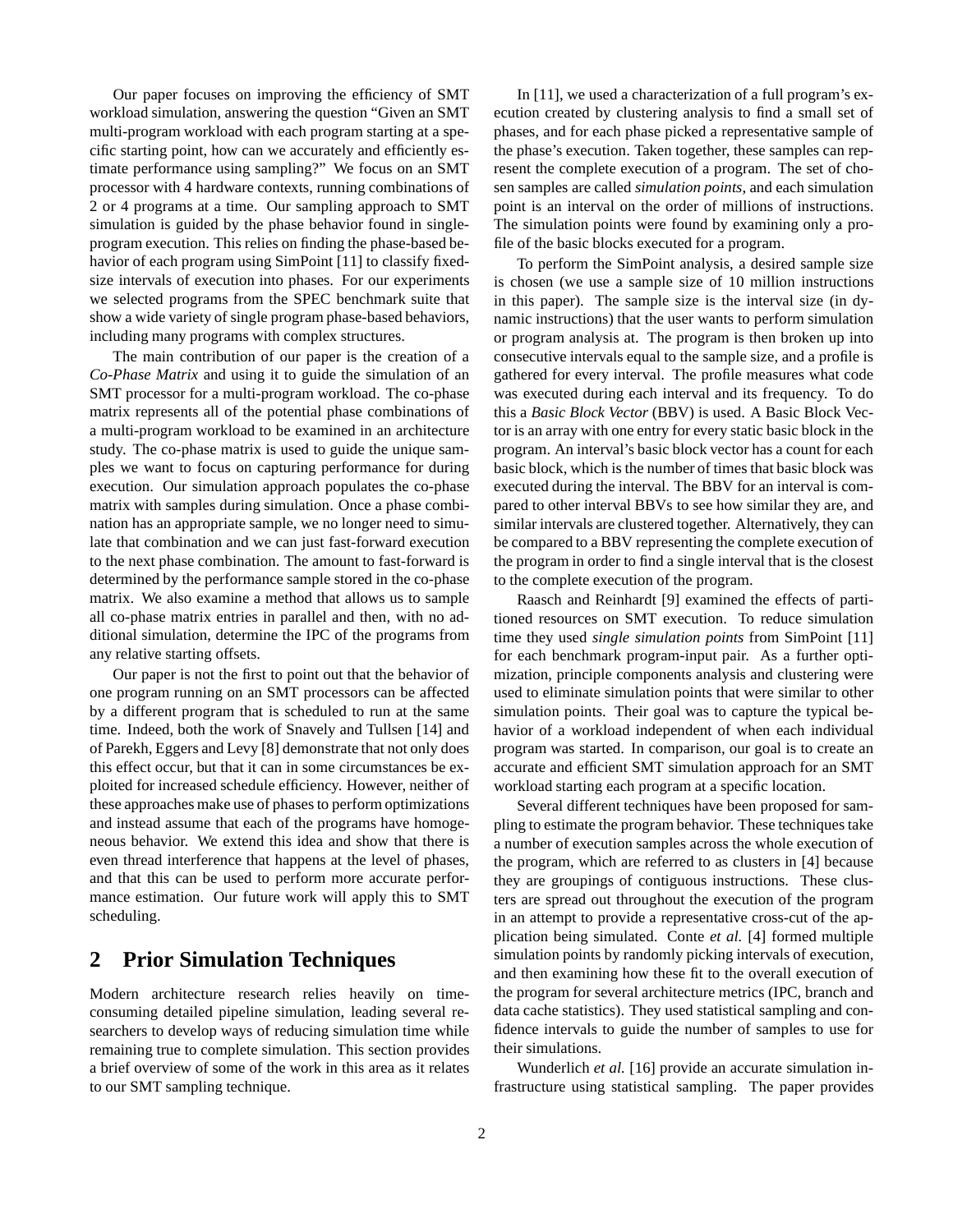Our paper focuses on improving the efficiency of SMT workload simulation, answering the question "Given an SMT multi-program workload with each program starting at a specific starting point, how can we accurately and efficiently estimate performance using sampling?" We focus on an SMT processor with 4 hardware contexts, running combinations of 2 or 4 programs at a time. Our sampling approach to SMT simulation is guided by the phase behavior found in single-program execution. This relies on finding the phase-based behavior of each program using SimPoint [11] to classify fixed-size intervals of execution into phases. For our experiments we selected programs from the SPEC benchmark suite that show a wide variety of single program phase-based behaviors, including many programs with complex structures.

The main contribution of our paper is the creation of a *Co-Phase Matrix* and using it to guide the simulation of an SMT processor for a multi-program workload. The co-phase matrix represents all of the potential phase combinations of a multi-program workload to be examined in an architecture study. The co-phase matrix is used to guide the unique samples we want to focus on capturing performance for during execution. Our simulation approach populates the co-phase matrix with samples during simulation. Once a phase combination has an appropriate sample, we no longer need to simulate that combination and we can just fast-forward execution to the next phase combination. The amount to fast-forward is determined by the performance sample stored in the co-phase matrix. We also examine a method that allows us to sample all co-phase matrix entries in parallel and then, with no additional simulation, determine the IPC of the programs from any relative starting offsets.

Our paper is not the first to point out that the behavior of one program running on an SMT processors can be affected by a different program that is scheduled to run at the same time. Indeed, both the work of Snavely and Tullsen [14] and of Parekh, Eggers and Levy [8] demonstrate that not only does this effect occur, but that it can in some circumstances be exploited for increased schedule efficiency. However, neither of these approaches make use of phases to perform optimizations and instead assume that each of the programs have homogeneous behavior. We extend this idea and show that there is even thread interference that happens at the level of phases, and that this can be used to perform more accurate performance estimation. Our future work will apply this to SMT scheduling.

## 2 Prior Simulation Techniques

Modern architecture research relies heavily on time-consuming detailed pipeline simulation, leading several researchers to develop ways of reducing simulation time while remaining true to complete simulation. This section provides a brief overview of some of the work in this area as it relates to our SMT sampling technique.

In [11], we used a characterization of a full program's execution created by clustering analysis to find a small set of phases, and for each phase picked a representative sample of the phase's execution. Taken together, these samples can represent the complete execution of a program. The set of chosen samples are called *simulation points*, and each simulation point is an interval on the order of millions of instructions. The simulation points were found by examining only a profile of the basic blocks executed for a program.

To perform the SimPoint analysis, a desired sample size is chosen (we use a sample size of 10 million instructions in this paper). The sample size is the interval size (in dynamic instructions) that the user wants to perform simulation or program analysis at. The program is then broken up into consecutive intervals equal to the sample size, and a profile is gathered for every interval. The profile measures what code was executed during each interval and its frequency. To do this a *Basic Block Vector* (BBV) is used. A Basic Block Vector is an array with one entry for every static basic block in the program. An interval's basic block vector has a count for each basic block, which is the number of times that basic block was executed during the interval. The BBV for an interval is compared to other interval BBVs to see how similar they are, and similar intervals are clustered together. Alternatively, they can be compared to a BBV representing the complete execution of the program in order to find a single interval that is the closest to the complete execution of the program.

Raasch and Reinhardt [9] examined the effects of partitioned resources on SMT execution. To reduce simulation time they used *single simulation points* from SimPoint [11] for each benchmark program-input pair. As a further optimization, principle components analysis and clustering were used to eliminate simulation points that were similar to other simulation points. Their goal was to capture the typical behavior of a workload independent of when each individual program was started. In comparison, our goal is to create an accurate and efficient SMT simulation approach for an SMT workload starting each program at a specific location.

Several different techniques have been proposed for sampling to estimate the program behavior. These techniques take a number of execution samples across the whole execution of the program, which are referred to as clusters in [4] because they are groupings of contiguous instructions. These clusters are spread out throughout the execution of the program in an attempt to provide a representative cross-cut of the application being simulated. Conte *et al.* [4] formed multiple simulation points by randomly picking intervals of execution, and then examining how these fit to the overall execution of the program for several architecture metrics (IPC, branch and data cache statistics). They used statistical sampling and confidence intervals to guide the number of samples to use for their simulations.

Wunderlich *et al.* [16] provide an accurate simulation infrastructure using statistical sampling. The paper provides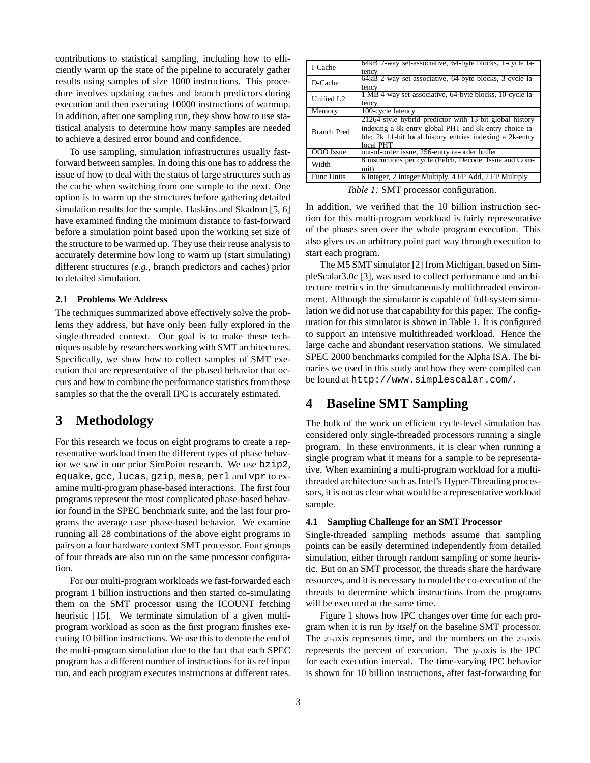contributions to statistical sampling, including how to efficiently warm up the state of the pipeline to accurately gather results using samples of size 1000 instructions. This procedure involves updating caches and branch predictors during execution and then executing 10000 instructions of warmup. In addition, after one sampling run, they show how to use statistical analysis to determine how many samples are needed to achieve a desired error bound and confidence.

To use sampling, simulation infrastructures usually fast-forward between samples. In doing this one has to address the issue of how to deal with the status of large structures such as the cache when switching from one sample to the next. One option is to warm up the structures before gathering detailed simulation results for the sample. Haskins and Skadron [5, 6] have examined finding the minimum distance to fast-forward before a simulation point based upon the working set size of the structure to be warmed up. They use their reuse analysis to accurately determine how long to warm up (start simulating) different structures (*e.g.*, branch predictors and caches) prior to detailed simulation.

### 2.1 Problems We Address

The techniques summarized above effectively solve the problems they address, but have only been fully explored in the single-threaded context. Our goal is to make these techniques usable by researchers working with SMT architectures. Specifically, we show how to collect samples of SMT execution that are representative of the phased behavior that occurs and how to combine the performance statistics from these samples so that the the overall IPC is accurately estimated.

## 3 Methodology

For this research we focus on eight programs to create a representative workload from the different types of phase behavior we saw in our prior SimPoint research. We use `bzip2`, `equake`, `gcc`, `lucas`, `gzip`, `mesa`, `perl` and `vpr` to examine multi-program phase-based interactions. The first four programs represent the most complicated phase-based behavior found in the SPEC benchmark suite, and the last four programs the average case phase-based behavior. We examine running all 28 combinations of the above eight programs in pairs on a four hardware context SMT processor. Four groups of four threads are also run on the same processor configuration.

For our multi-program workloads we fast-forwarded each program 1 billion instructions and then started co-simulating them on the SMT processor using the ICOUNT fetching heuristic [15]. We terminate simulation of a given multi-program workload as soon as the first program finishes executing 10 billion instructions. We use this to denote the end of the multi-program simulation due to the fact that each SPEC program has a different number of instructions for its ref input run, and each program executes instructions at different rates.

| | |
|---|---|
| I-Cache | 64kB 2-way set-associative, 64-byte blocks, 1-cycle latency |
| D-Cache | 64kB 2-way set-associative, 64-byte blocks, 3-cycle latency |
| Unified L2 | 1 MB 4-way set-associative, 64-byte blocks, 10-cycle latency |
| Memory | 100-cycle latency |
| Branch Pred | 21264-style hybrid predictor with 13-bit global history indexing a 8k-entry global PHT and 8k-entry choice table; 2k 11-bit local history entries indexing a 2k-entry local PHT |
| OOO Issue | out-of-order issue, 256-entry re-order buffer |
| Width | 8 instructions per cycle (Fetch, Decode, Issue and Commit) |
| Func Units | 6 Integer, 2 Integer Multiply, 4 FP Add, 2 FP Multiply |

*Table 1:* SMT processor configuration.

In addition, we verified that the 10 billion instruction section for this multi-program workload is fairly representative of the phases seen over the whole program execution. This also gives us an arbitrary point part way through execution to start each program.

The M5 SMT simulator [2] from Michigan, based on SimpleScalar3.0c [3], was used to collect performance and architecture metrics in the simultaneously multithreaded environment. Although the simulator is capable of full-system simulation we did not use that capability for this paper. The configuration for this simulator is shown in Table 1. It is configured to support an intensive multithreaded workload. Hence the large cache and abundant reservation stations. We simulated SPEC 2000 benchmarks compiled for the Alpha ISA. The binaries we used in this study and how they were compiled can be found at `http://www.simplescalar.com/`.

## 4 Baseline SMT Sampling

The bulk of the work on efficient cycle-level simulation has considered only single-threaded processors running a single program. In these environments, it is clear when running a single program what it means for a sample to be representative. When examining a multi-program workload for a multithreaded architecture such as Intel's Hyper-Threading processors, it is not as clear what would be a representative workload sample.

### 4.1 Sampling Challenge for an SMT Processor

Single-threaded sampling methods assume that sampling points can be easily determined independently from detailed simulation, either through random sampling or some heuristic. But on an SMT processor, the threads share the hardware resources, and it is necessary to model the co-execution of the threads to determine which instructions from the programs will be executed at the same time.

Figure 1 shows how IPC changes over time for each program when it is run *by itself* on the baseline SMT processor. The $x$-axis represents time, and the numbers on the $x$-axis represents the percent of execution. The $y$-axis is the IPC for each execution interval. The time-varying IPC behavior is shown for 10 billion instructions, after fast-forwarding for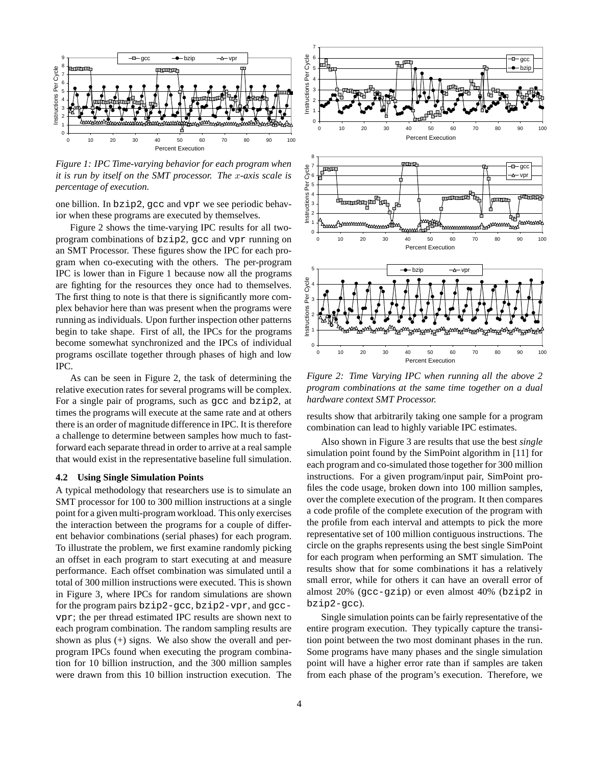*Figure 1: IPC Time-varying behavior for each program when it is run by itself on the SMT processor. The $x$-axis scale is percentage of execution.*

one billion. In bzip2, gcc and vpr we see periodic behavior when these programs are executed by themselves.

Figure 2 shows the time-varying IPC results for all two-program combinations of bzip2, gcc and vpr running on an SMT Processor. These figures show the IPC for each program when co-executing with the others. The per-program IPC is lower than in Figure 1 because now all the programs are fighting for the resources they once had to themselves. The first thing to note is that there is significantly more complex behavior here than was present when the programs were running as individuals. Upon further inspection other patterns begin to take shape. First of all, the IPCs for the programs become somewhat synchronized and the IPCs of individual programs oscillate together through phases of high and low IPC.

As can be seen in Figure 2, the task of determining the relative execution rates for several programs will be complex. For a single pair of programs, such as gcc and bzip2, at times the programs will execute at the same rate and at others there is an order of magnitude difference in IPC. It is therefore a challenge to determine between samples how much to fast-forward each separate thread in order to arrive at a real sample that would exist in the representative baseline full simulation.

### 4.2 Using Single Simulation Points

A typical methodology that researchers use is to simulate an SMT processor for 100 to 300 million instructions at a single point for a given multi-program workload. This only exercises the interaction between the programs for a couple of different behavior combinations (serial phases) for each program. To illustrate the problem, we first examine randomly picking an offset in each program to start executing at and measure performance. Each offset combination was simulated until a total of 300 million instructions were executed. This is shown in Figure 3, where IPCs for random simulations are shown for the program pairs bzip2-gcc, bzip2-vpr, and gcc-vpr; the per thread estimated IPC results are shown next to each program combination. The random sampling results are shown as plus (+) signs. We also show the overall and per-program IPCs found when executing the program combination for 10 billion instruction, and the 300 million samples were drawn from this 10 billion instruction execution. The

*Figure 2: Time Varying IPC when running all the above 2 program combinations at the same time together on a dual hardware context SMT Processor.*

results show that arbitrarily taking one sample for a program combination can lead to highly variable IPC estimates.

Also shown in Figure 3 are results that use the best *single* simulation point found by the SimPoint algorithm in [11] for each program and co-simulated those together for 300 million instructions. For a given program/input pair, SimPoint profiles the code usage, broken down into 100 million samples, over the complete execution of the program. It then compares a code profile of the complete execution of the program with the profile from each interval and attempts to pick the more representative set of 100 million contiguous instructions. The circle on the graphs represents using the best single SimPoint for each program when performing an SMT simulation. The results show that for some combinations it has a relatively small error, while for others it can have an overall error of almost 20% (gcc-gzip) or even almost 40% (bzip2 in bzip2-gcc).

Single simulation points can be fairly representative of the entire program execution. They typically capture the transition point between the two most dominant phases in the run. Some programs have many phases and the single simulation point will have a higher error rate than if samples are taken from each phase of the program's execution. Therefore, we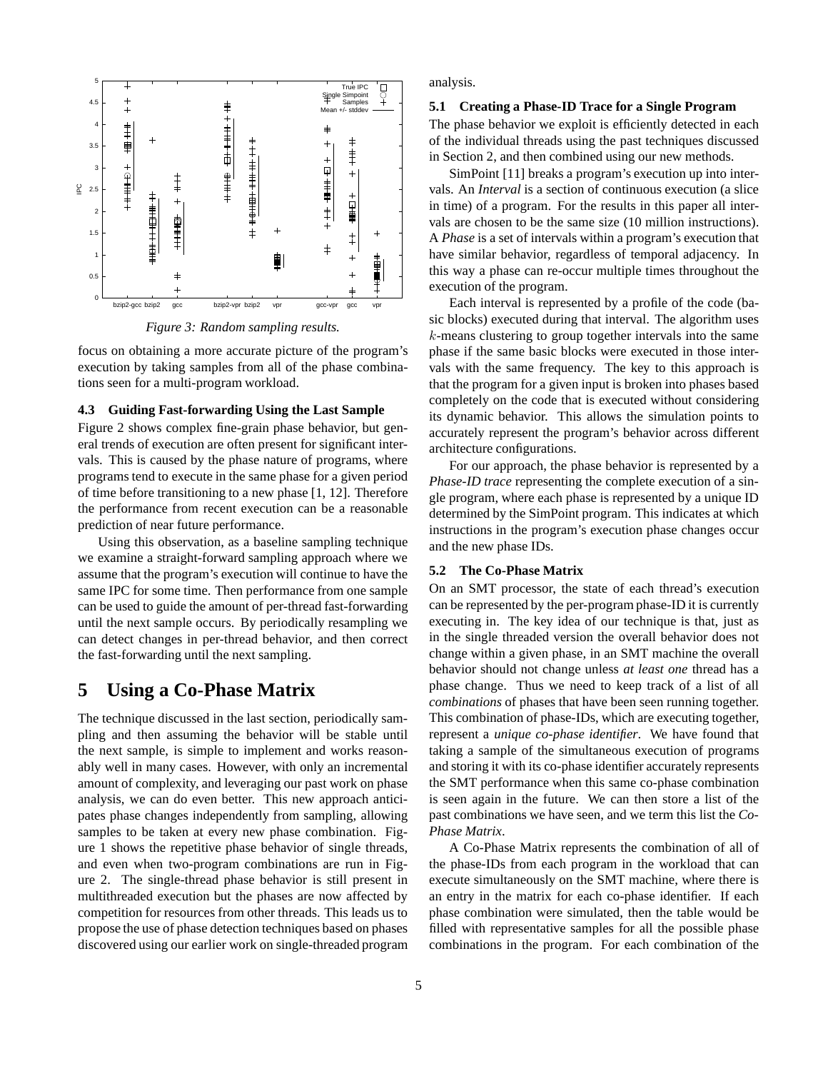*Figure 3: Random sampling results.*

focus on obtaining a more accurate picture of the program's execution by taking samples from all of the phase combinations seen for a multi-program workload.

### 4.3 Guiding Fast-forwarding Using the Last Sample

Figure 2 shows complex fine-grain phase behavior, but general trends of execution are often present for significant intervals. This is caused by the phase nature of programs, where programs tend to execute in the same phase for a given period of time before transitioning to a new phase [1, 12]. Therefore the performance from recent execution can be a reasonable prediction of near future performance.

Using this observation, as a baseline sampling technique we examine a straight-forward sampling approach where we assume that the program's execution will continue to have the same IPC for some time. Then performance from one sample can be used to guide the amount of per-thread fast-forwarding until the next sample occurs. By periodically resampling we can detect changes in per-thread behavior, and then correct the fast-forwarding until the next sampling.

## 5 Using a Co-Phase Matrix

The technique discussed in the last section, periodically sampling and then assuming the behavior will be stable until the next sample, is simple to implement and works reasonably well in many cases. However, with only an incremental amount of complexity, and leveraging our past work on phase analysis, we can do even better. This new approach anticipates phase changes independently from sampling, allowing samples to be taken at every new phase combination. Figure 1 shows the repetitive phase behavior of single threads, and even when two-program combinations are run in Figure 2. The single-thread phase behavior is still present in multithreaded execution but the phases are now affected by competition for resources from other threads. This leads us to propose the use of phase detection techniques based on phases discovered using our earlier work on single-threaded program analysis.

### 5.1 Creating a Phase-ID Trace for a Single Program

The phase behavior we exploit is efficiently detected in each of the individual threads using the past techniques discussed in Section 2, and then combined using our new methods.

SimPoint [11] breaks a program's execution up into intervals. An *Interval* is a section of continuous execution (a slice in time) of a program. For the results in this paper all intervals are chosen to be the same size (10 million instructions). A *Phase* is a set of intervals within a program's execution that have similar behavior, regardless of temporal adjacency. In this way a phase can re-occur multiple times throughout the execution of the program.

Each interval is represented by a profile of the code (basic blocks) executed during that interval. The algorithm uses $k$-means clustering to group together intervals into the same phase if the same basic blocks were executed in those intervals with the same frequency. The key to this approach is that the program for a given input is broken into phases based completely on the code that is executed without considering its dynamic behavior. This allows the simulation points to accurately represent the program's behavior across different architecture configurations.

For our approach, the phase behavior is represented by a *Phase-ID trace* representing the complete execution of a single program, where each phase is represented by a unique ID determined by the SimPoint program. This indicates at which instructions in the program's execution phase changes occur and the new phase IDs.

### 5.2 The Co-Phase Matrix

On an SMT processor, the state of each thread's execution can be represented by the per-program phase-ID it is currently executing in. The key idea of our technique is that, just as in the single threaded version the overall behavior does not change within a given phase, in an SMT machine the overall behavior should not change unless *at least one* thread has a phase change. Thus we need to keep track of a list of all *combinations* of phases that have been seen running together. This combination of phase-IDs, which are executing together, represent a *unique co-phase identifier*. We have found that taking a sample of the simultaneous execution of programs and storing it with its co-phase identifier accurately represents the SMT performance when this same co-phase combination is seen again in the future. We can then store a list of the past combinations we have seen, and we term this list the *Co-Phase Matrix*.

A Co-Phase Matrix represents the combination of all of the phase-IDs from each program in the workload that can execute simultaneously on the SMT machine, where there is an entry in the matrix for each co-phase identifier. If each phase combination were simulated, then the table would be filled with representative samples for all the possible phase combinations in the program. For each combination of the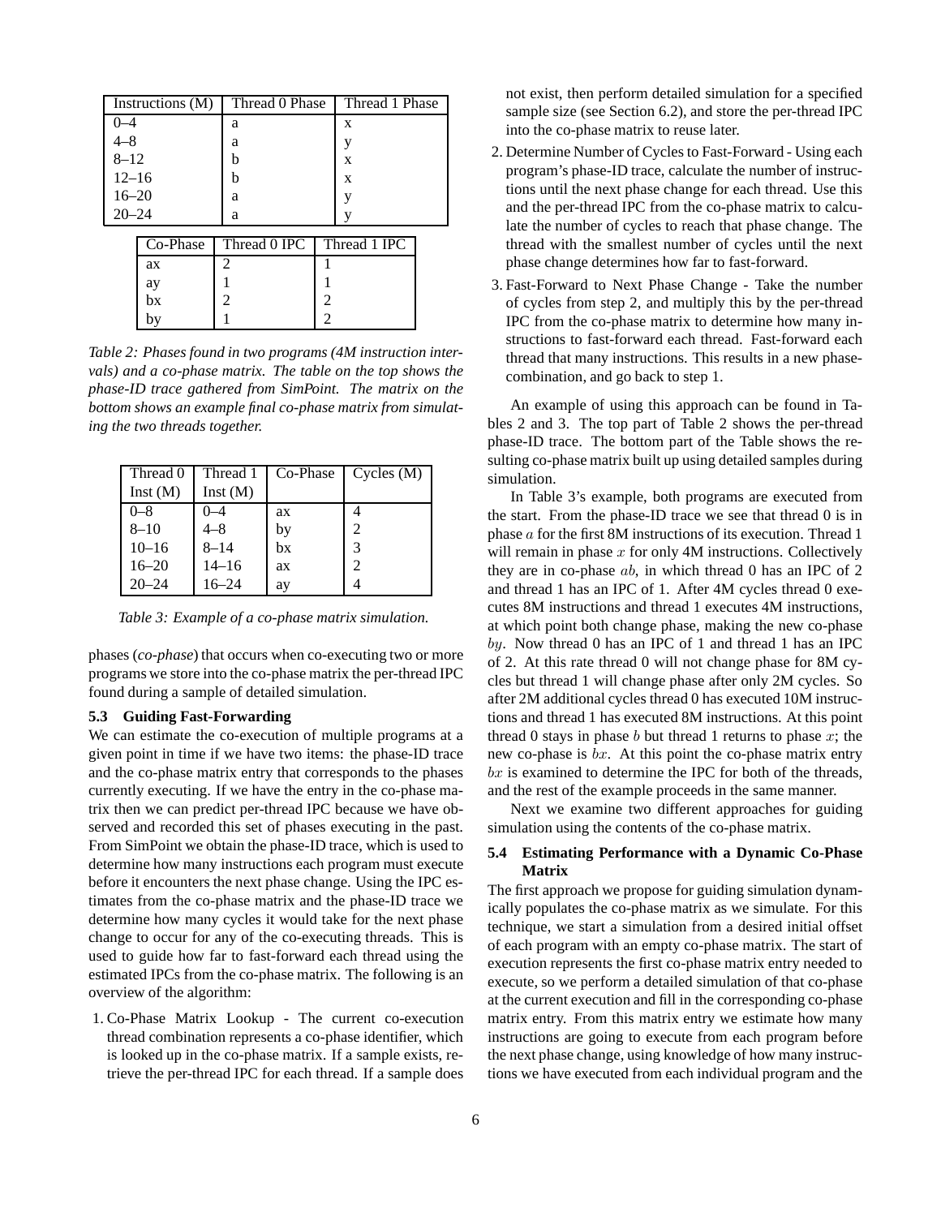| Instructions (M) | Thread 0 Phase | Thread 1 Phase |
|---|---|---|
| 0–4 | a | x |
| 4–8 | a | y |
| 8–12 | b | x |
| 12–16 | b | x |
| 16–20 | a | y |
| 20–24 | a | y |

| Co-Phase | Thread 0 IPC | Thread 1 IPC |
|---|---|---|
| ax | 2 | 1 |
| ay | 1 | 1 |
| bx | 2 | 2 |
| by | 1 | 2 |

*Table 2: Phases found in two programs (4M instruction intervals) and a co-phase matrix. The table on the top shows the phase-ID trace gathered from SimPoint. The matrix on the bottom shows an example final co-phase matrix from simulating the two threads together.*

| Thread 0 Inst (M) | Thread 1 Inst (M) | Co-Phase | Cycles (M) |
|---|---|---|---|
| 0–8 | 0–4 | ax | 4 |
| 8–10 | 4–8 | by | 2 |
| 10–16 | 8–14 | bx | 3 |
| 16–20 | 14–16 | ax | 2 |
| 20–24 | 16–24 | ay | 4 |

*Table 3: Example of a co-phase matrix simulation.*

phases (*co-phase*) that occurs when co-executing two or more programs we store into the co-phase matrix the per-thread IPC found during a sample of detailed simulation.

### 5.3 Guiding Fast-Forwarding

We can estimate the co-execution of multiple programs at a given point in time if we have two items: the phase-ID trace and the co-phase matrix entry that corresponds to the phases currently executing. If we have the entry in the co-phase matrix then we can predict per-thread IPC because we have observed and recorded this set of phases executing in the past. From SimPoint we obtain the phase-ID trace, which is used to determine how many instructions each program must execute before it encounters the next phase change. Using the IPC estimates from the co-phase matrix and the phase-ID trace we determine how many cycles it would take for the next phase change to occur for any of the co-executing threads. This is used to guide how far to fast-forward each thread using the estimated IPCs from the co-phase matrix. The following is an overview of the algorithm:

1. Co-Phase Matrix Lookup - The current co-execution thread combination represents a co-phase identifier, which is looked up in the co-phase matrix. If a sample exists, retrieve the per-thread IPC for each thread. If a sample does not exist, then perform detailed simulation for a specified sample size (see Section 6.2), and store the per-thread IPC into the co-phase matrix to reuse later.
2. Determine Number of Cycles to Fast-Forward - Using each program's phase-ID trace, calculate the number of instructions until the next phase change for each thread. Use this and the per-thread IPC from the co-phase matrix to calculate the number of cycles to reach that phase change. The thread with the smallest number of cycles until the next phase change determines how far to fast-forward.
3. Fast-Forward to Next Phase Change - Take the number of cycles from step 2, and multiply this by the per-thread IPC from the co-phase matrix to determine how many instructions to fast-forward each thread. Fast-forward each thread that many instructions. This results in a new phase-combination, and go back to step 1.

An example of using this approach can be found in Tables 2 and 3. The top part of Table 2 shows the per-thread phase-ID trace. The bottom part of the Table shows the resulting co-phase matrix built up using detailed samples during simulation.

In Table 3's example, both programs are executed from the start. From the phase-ID trace we see that thread 0 is in phase $a$ for the first 8M instructions of its execution. Thread 1 will remain in phase $x$ for only 4M instructions. Collectively they are in co-phase $ab$, in which thread 0 has an IPC of 2 and thread 1 has an IPC of 1. After 4M cycles thread 0 executes 8M instructions and thread 1 executes 4M instructions, at which point both change phase, making the new co-phase $by$. Now thread 0 has an IPC of 1 and thread 1 has an IPC of 2. At this rate thread 0 will not change phase for 8M cycles but thread 1 will change phase after only 2M cycles. So after 2M additional cycles thread 0 has executed 10M instructions and thread 1 has executed 8M instructions. At this point thread 0 stays in phase $b$ but thread 1 returns to phase $x$; the new co-phase is $bx$. At this point the co-phase matrix entry $bx$ is examined to determine the IPC for both of the threads, and the rest of the example proceeds in the same manner.

Next we examine two different approaches for guiding simulation using the contents of the co-phase matrix.

### 5.4 Estimating Performance with a Dynamic Co-Phase Matrix

The first approach we propose for guiding simulation dynamically populates the co-phase matrix as we simulate. For this technique, we start a simulation from a desired initial offset of each program with an empty co-phase matrix. The start of execution represents the first co-phase matrix entry needed to execute, so we perform a detailed simulation of that co-phase at the current execution and fill in the corresponding co-phase matrix entry. From this matrix entry we estimate how many instructions are going to execute from each program before the next phase change, using knowledge of how many instructions we have executed from each individual program and the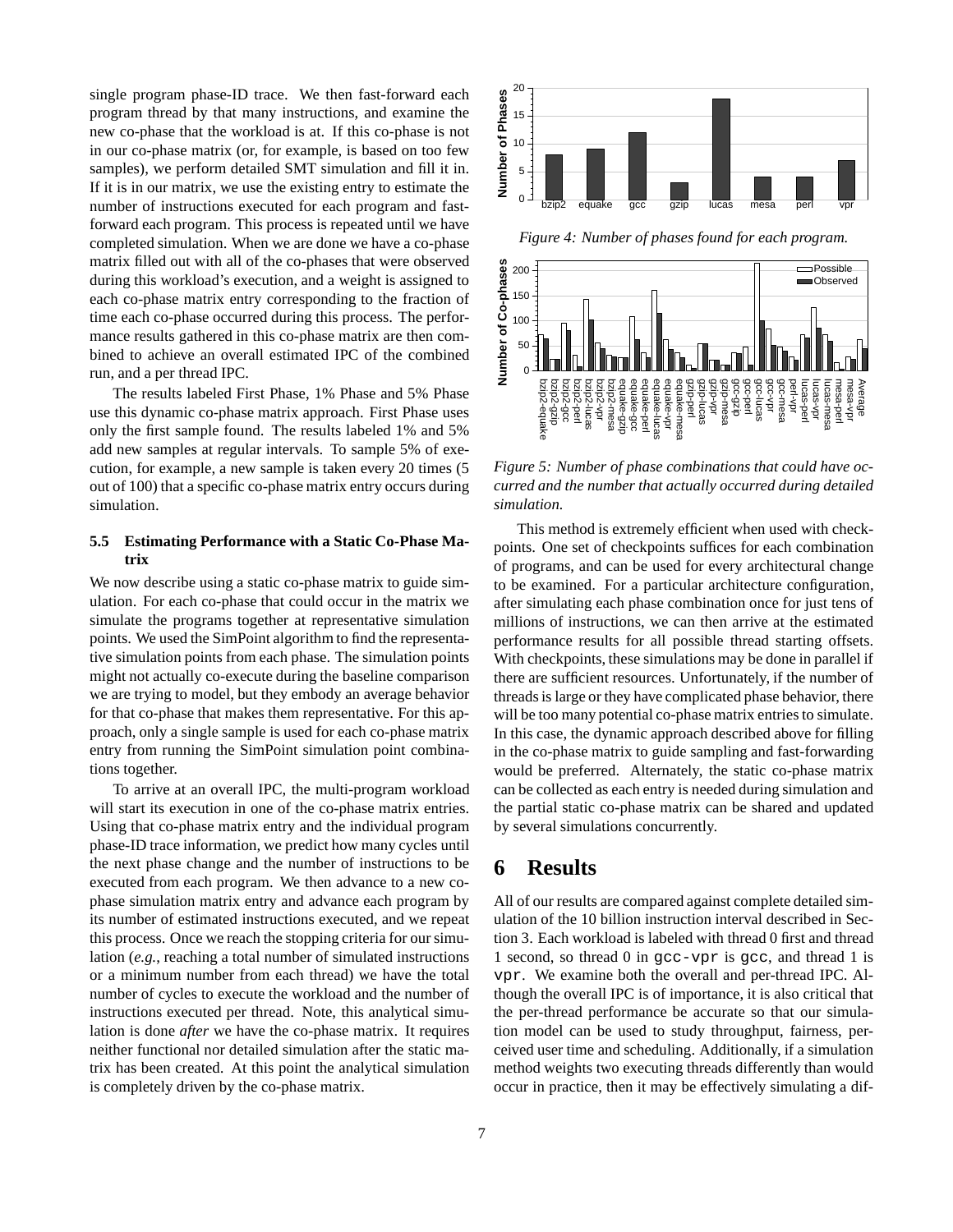single program phase-ID trace. We then fast-forward each program thread by that many instructions, and examine the new co-phase that the workload is at. If this co-phase is not in our co-phase matrix (or, for example, is based on too few samples), we perform detailed SMT simulation and fill it in. If it is in our matrix, we use the existing entry to estimate the number of instructions executed for each program and fast-forward each program. This process is repeated until we have completed simulation. When we are done we have a co-phase matrix filled out with all of the co-phases that were observed during this workload's execution, and a weight is assigned to each co-phase matrix entry corresponding to the fraction of time each co-phase occurred during this process. The performance results gathered in this co-phase matrix are then combined to achieve an overall estimated IPC of the combined run, and a per thread IPC.

The results labeled First Phase, 1% Phase and 5% Phase use this dynamic co-phase matrix approach. First Phase uses only the first sample found. The results labeled 1% and 5% add new samples at regular intervals. To sample 5% of execution, for example, a new sample is taken every 20 times (5 out of 100) that a specific co-phase matrix entry occurs during simulation.

### 5.5 Estimating Performance with a Static Co-Phase Matrix

We now describe using a static co-phase matrix to guide simulation. For each co-phase that could occur in the matrix we simulate the programs together at representative simulation points. We used the SimPoint algorithm to find the representative simulation points from each phase. The simulation points might not actually co-execute during the baseline comparison we are trying to model, but they embody an average behavior for that co-phase that makes them representative. For this approach, only a single sample is used for each co-phase matrix entry from running the SimPoint simulation point combinations together.

To arrive at an overall IPC, the multi-program workload will start its execution in one of the co-phase matrix entries. Using that co-phase matrix entry and the individual program phase-ID trace information, we predict how many cycles until the next phase change and the number of instructions to be executed from each program. We then advance to a new co-phase simulation matrix entry and advance each program by its number of estimated instructions executed, and we repeat this process. Once we reach the stopping criteria for our simulation (*e.g.*, reaching a total number of simulated instructions or a minimum number from each thread) we have the total number of cycles to execute the workload and the number of instructions executed per thread. Note, this analytical simulation is done *after* we have the co-phase matrix. It requires neither functional nor detailed simulation after the static matrix has been created. At this point the analytical simulation is completely driven by the co-phase matrix.

*Figure 4: Number of phases found for each program.*

*Figure 5: Number of phase combinations that could have occurred and the number that actually occurred during detailed simulation.*

This method is extremely efficient when used with checkpoints. One set of checkpoints suffices for each combination of programs, and can be used for every architectural change to be examined. For a particular architecture configuration, after simulating each phase combination once for just tens of millions of instructions, we can then arrive at the estimated performance results for all possible thread starting offsets. With checkpoints, these simulations may be done in parallel if there are sufficient resources. Unfortunately, if the number of threads is large or they have complicated phase behavior, there will be too many potential co-phase matrix entries to simulate. In this case, the dynamic approach described above for filling in the co-phase matrix to guide sampling and fast-forwarding would be preferred. Alternately, the static co-phase matrix can be collected as each entry is needed during simulation and the partial static co-phase matrix can be shared and updated by several simulations concurrently.

## 6 Results

All of our results are compared against complete detailed simulation of the 10 billion instruction interval described in Section 3. Each workload is labeled with thread 0 first and thread 1 second, so thread 0 in `gcc-vpr` is `gcc`, and thread 1 is `vpr`. We examine both the overall and per-thread IPC. Although the overall IPC is of importance, it is also critical that the per-thread performance be accurate so that our simulation model can be used to study throughput, fairness, perceived user time and scheduling. Additionally, if a simulation method weights two executing threads differently than would occur in practice, then it may be effectively simulating a dif-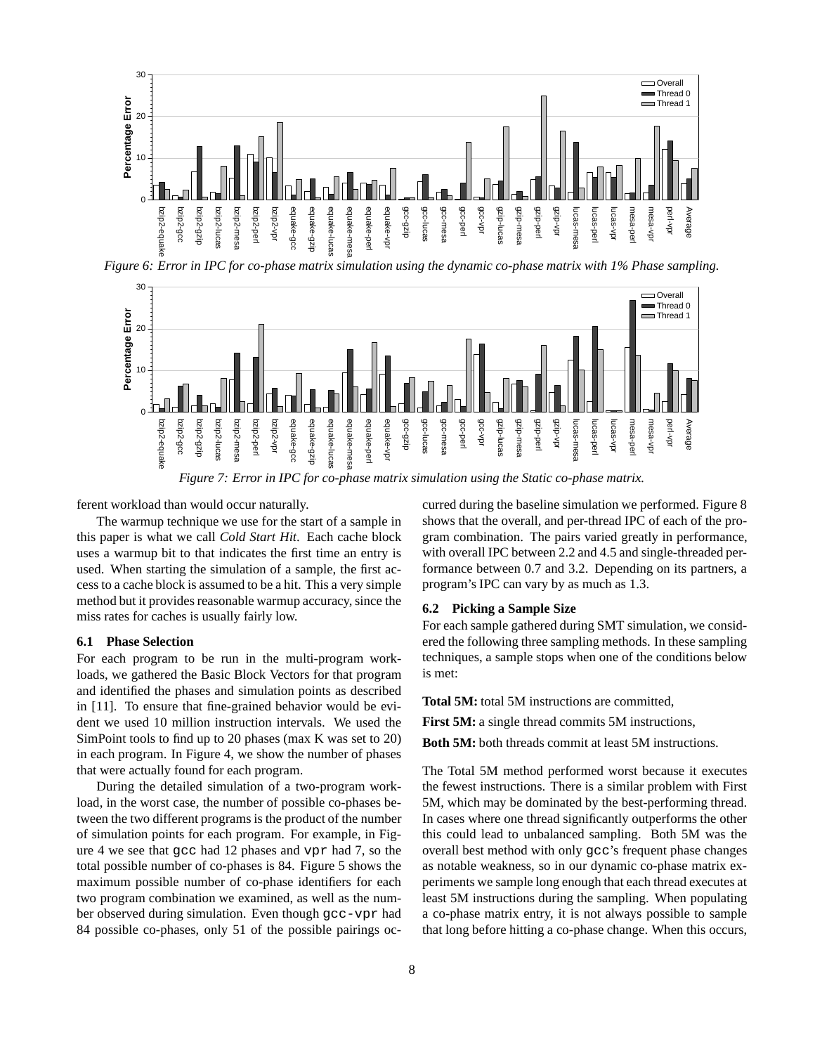*Figure 6: Error in IPC for co-phase matrix simulation using the dynamic co-phase matrix with 1% Phase sampling.*

*Figure 7: Error in IPC for co-phase matrix simulation using the Static co-phase matrix.*

ferent workload than would occur naturally.

The warmup technique we use for the start of a sample in this paper is what we call *Cold Start Hit*. Each cache block uses a warmup bit to that indicates the first time an entry is used. When starting the simulation of a sample, the first access to a cache block is assumed to be a hit. This a very simple method but it provides reasonable warmup accuracy, since the miss rates for caches is usually fairly low.

### 6.1 Phase Selection

For each program to be run in the multi-program workloads, we gathered the Basic Block Vectors for that program and identified the phases and simulation points as described in [11]. To ensure that fine-grained behavior would be evident we used 10 million instruction intervals. We used the SimPoint tools to find up to 20 phases (max K was set to 20) in each program. In Figure 4, we show the number of phases that were actually found for each program.

During the detailed simulation of a two-program workload, in the worst case, the number of possible co-phases between the two different programs is the product of the number of simulation points for each program. For example, in Figure 4 we see that `gcc` had 12 phases and `vpr` had 7, so the total possible number of co-phases is 84. Figure 5 shows the maximum possible number of co-phase identifiers for each two program combination we examined, as well as the number observed during simulation. Even though `gcc-vpr` had 84 possible co-phases, only 51 of the possible pairings occurred during the baseline simulation we performed. Figure 8 shows that the overall, and per-thread IPC of each of the program combination. The pairs varied greatly in performance, with overall IPC between 2.2 and 4.5 and single-threaded performance between 0.7 and 3.2. Depending on its partners, a program's IPC can vary by as much as 1.3.

### 6.2 Picking a Sample Size

For each sample gathered during SMT simulation, we considered the following three sampling methods. In these sampling techniques, a sample stops when one of the conditions below is met:

**Total 5M:** total 5M instructions are committed,

**First 5M:** a single thread commits 5M instructions,

**Both 5M:** both threads commit at least 5M instructions.

The Total 5M method performed worst because it executes the fewest instructions. There is a similar problem with First 5M, which may be dominated by the best-performing thread. In cases where one thread significantly outperforms the other this could lead to unbalanced sampling. Both 5M was the overall best method with only `gcc`'s frequent phase changes as notable weakness, so in our dynamic co-phase matrix experiments we sample long enough that each thread executes at least 5M instructions during the sampling. When populating a co-phase matrix entry, it is not always possible to sample that long before hitting a co-phase change. When this occurs,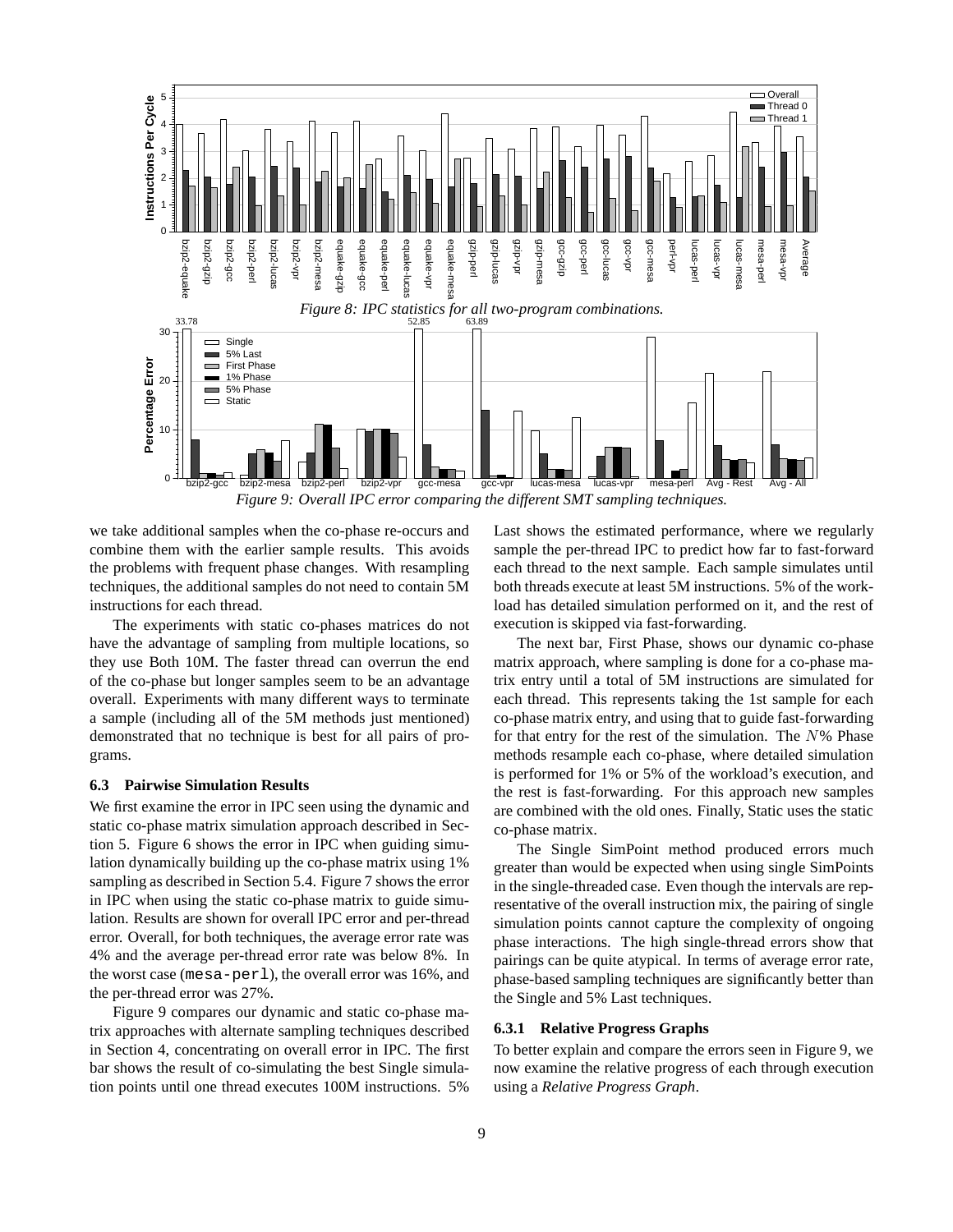*Figure 8: IPC statistics for all two-program combinations.*

*Figure 9: Overall IPC error comparing the different SMT sampling techniques.*

we take additional samples when the co-phase re-occurs and combine them with the earlier sample results. This avoids the problems with frequent phase changes. With resampling techniques, the additional samples do not need to contain 5M instructions for each thread.

The experiments with static co-phases matrices do not have the advantage of sampling from multiple locations, so they use Both 10M. The faster thread can overrun the end of the co-phase but longer samples seem to be an advantage overall. Experiments with many different ways to terminate a sample (including all of the 5M methods just mentioned) demonstrated that no technique is best for all pairs of programs.

### 6.3 Pairwise Simulation Results

We first examine the error in IPC seen using the dynamic and static co-phase matrix simulation approach described in Section 5. Figure 6 shows the error in IPC when guiding simulation dynamically building up the co-phase matrix using 1% sampling as described in Section 5.4. Figure 7 shows the error in IPC when using the static co-phase matrix to guide simulation. Results are shown for overall IPC error and per-thread error. Overall, for both techniques, the average error rate was 4% and the average per-thread error rate was below 8%. In the worst case (`mesa-perl`), the overall error was 16%, and the per-thread error was 27%.

Figure 9 compares our dynamic and static co-phase matrix approaches with alternate sampling techniques described in Section 4, concentrating on overall error in IPC. The first bar shows the result of co-simulating the best Single simulation points until one thread executes 100M instructions. 5% Last shows the estimated performance, where we regularly sample the per-thread IPC to predict how far to fast-forward each thread to the next sample. Each sample simulates until both threads execute at least 5M instructions. 5% of the workload has detailed simulation performed on it, and the rest of execution is skipped via fast-forwarding.

The next bar, First Phase, shows our dynamic co-phase matrix approach, where sampling is done for a co-phase matrix entry until a total of 5M instructions are simulated for each thread. This represents taking the 1st sample for each co-phase matrix entry, and using that to guide fast-forwarding for that entry for the rest of the simulation. The $N$% Phase methods resample each co-phase, where detailed simulation is performed for 1% or 5% of the workload's execution, and the rest is fast-forwarding. For this approach new samples are combined with the old ones. Finally, Static uses the static co-phase matrix.

The Single SimPoint method produced errors much greater than would be expected when using single SimPoints in the single-threaded case. Even though the intervals are representative of the overall instruction mix, the pairing of single simulation points cannot capture the complexity of ongoing phase interactions. The high single-thread errors show that pairings can be quite atypical. In terms of average error rate, phase-based sampling techniques are significantly better than the Single and 5% Last techniques.

#### 6.3.1 Relative Progress Graphs

To better explain and compare the errors seen in Figure 9, we now examine the relative progress of each through execution using a *Relative Progress Graph*.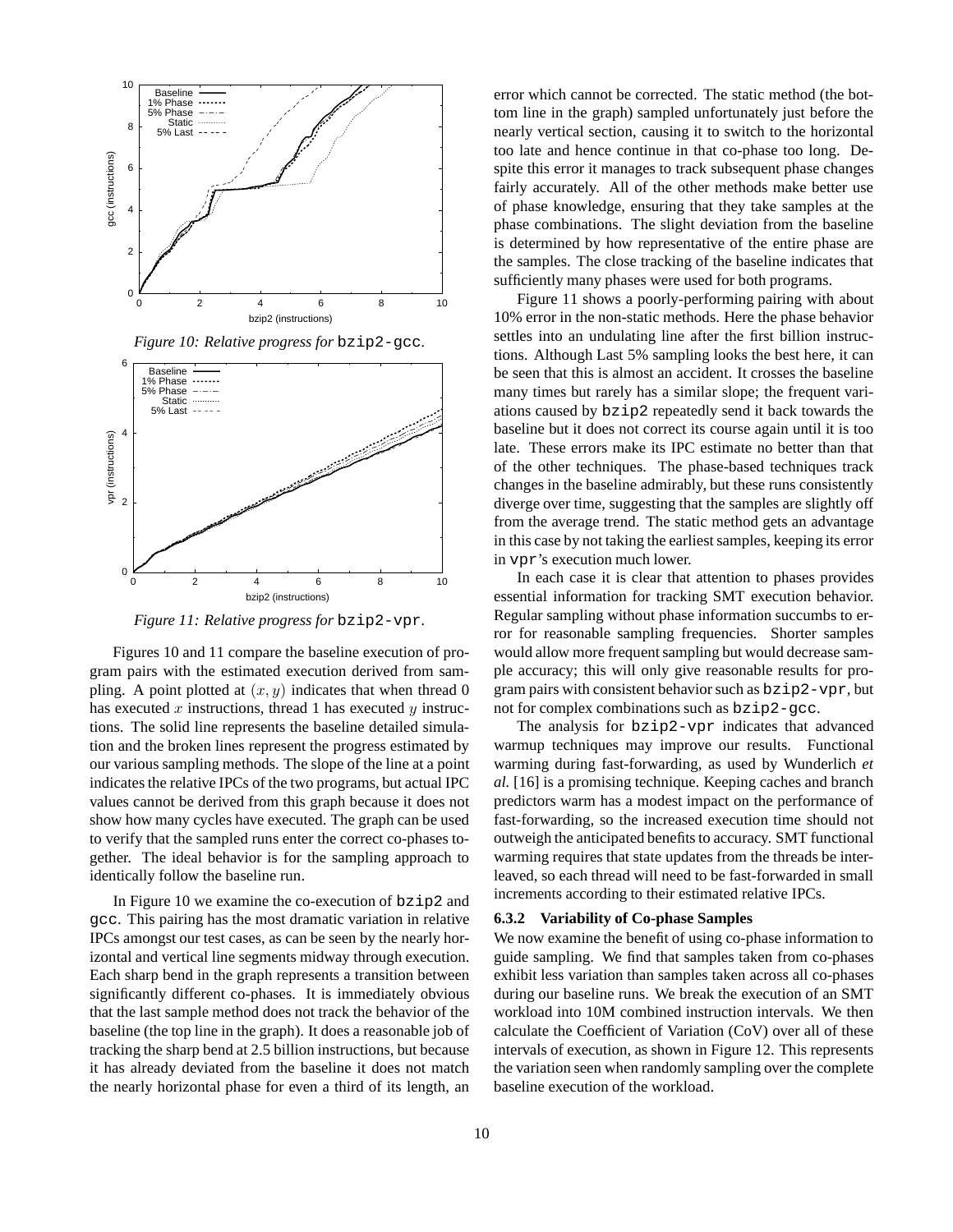*Figure 10: Relative progress for* `bzip2-gcc`.

*Figure 11: Relative progress for* `bzip2-vpr`.

Figures 10 and 11 compare the baseline execution of program pairs with the estimated execution derived from sampling. A point plotted at $(x, y)$ indicates that when thread 0 has executed $x$ instructions, thread 1 has executed $y$ instructions. The solid line represents the baseline detailed simulation and the broken lines represent the progress estimated by our various sampling methods. The slope of the line at a point indicates the relative IPCs of the two programs, but actual IPC values cannot be derived from this graph because it does not show how many cycles have executed. The graph can be used to verify that the sampled runs enter the correct co-phases together. The ideal behavior is for the sampling approach to identically follow the baseline run.

In Figure 10 we examine the co-execution of `bzip2` and `gcc`. This pairing has the most dramatic variation in relative IPCs amongst our test cases, as can be seen by the nearly horizontal and vertical line segments midway through execution. Each sharp bend in the graph represents a transition between significantly different co-phases. It is immediately obvious that the last sample method does not track the behavior of the baseline (the top line in the graph). It does a reasonable job of tracking the sharp bend at 2.5 billion instructions, but because it has already deviated from the baseline it does not match the nearly horizontal phase for even a third of its length, an error which cannot be corrected. The static method (the bottom line in the graph) sampled unfortunately just before the nearly vertical section, causing it to switch to the horizontal too late and hence continue in that co-phase too long. Despite this error it manages to track subsequent phase changes fairly accurately. All of the other methods make better use of phase knowledge, ensuring that they take samples at the phase combinations. The slight deviation from the baseline is determined by how representative of the entire phase are the samples. The close tracking of the baseline indicates that sufficiently many phases were used for both programs.

Figure 11 shows a poorly-performing pairing with about 10% error in the non-static methods. Here the phase behavior settles into an undulating line after the first billion instructions. Although Last 5% sampling looks the best here, it can be seen that this is almost an accident. It crosses the baseline many times but rarely has a similar slope; the frequent variations caused by `bzip2` repeatedly send it back towards the baseline but it does not correct its course again until it is too late. These errors make its IPC estimate no better than that of the other techniques. The phase-based techniques track changes in the baseline admirably, but these runs consistently diverge over time, suggesting that the samples are slightly off from the average trend. The static method gets an advantage in this case by not taking the earliest samples, keeping its error in `vpr`'s execution much lower.

In each case it is clear that attention to phases provides essential information for tracking SMT execution behavior. Regular sampling without phase information succumbs to error for reasonable sampling frequencies. Shorter samples would allow more frequent sampling but would decrease sample accuracy; this will only give reasonable results for program pairs with consistent behavior such as `bzip2-vpr`, but not for complex combinations such as `bzip2-gcc`.

The analysis for `bzip2-vpr` indicates that advanced warmup techniques may improve our results. Functional warming during fast-forwarding, as used by Wunderlich *et al.* [16] is a promising technique. Keeping caches and branch predictors warm has a modest impact on the performance of fast-forwarding, so the increased execution time should not outweigh the anticipated benefits to accuracy. SMT functional warming requires that state updates from the threads be interleaved, so each thread will need to be fast-forwarded in small increments according to their estimated relative IPCs.

### 6.3.2 Variability of Co-phase Samples

We now examine the benefit of using co-phase information to guide sampling. We find that samples taken from co-phases exhibit less variation than samples taken across all co-phases during our baseline runs. We break the execution of an SMT workload into 10M combined instruction intervals. We then calculate the Coefficient of Variation (CoV) over all of these intervals of execution, as shown in Figure 12. This represents the variation seen when randomly sampling over the complete baseline execution of the workload.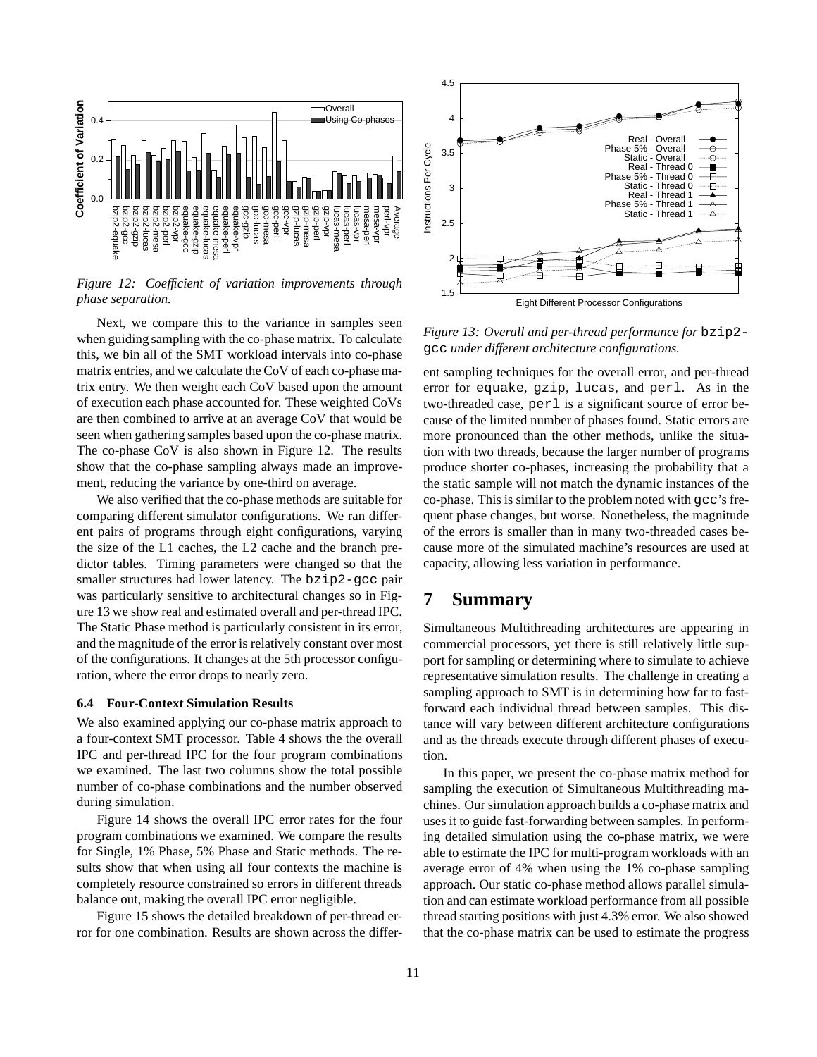*Figure 12: Coefficient of variation improvements through phase separation.*

Next, we compare this to the variance in samples seen when guiding sampling with the co-phase matrix. To calculate this, we bin all of the SMT workload intervals into co-phase matrix entries, and we calculate the CoV of each co-phase matrix entry. We then weight each CoV based upon the amount of execution each phase accounted for. These weighted CoVs are then combined to arrive at an average CoV that would be seen when gathering samples based upon the co-phase matrix. The co-phase CoV is also shown in Figure 12. The results show that the co-phase sampling always made an improvement, reducing the variance by one-third on average.

We also verified that the co-phase methods are suitable for comparing different simulator configurations. We ran different pairs of programs through eight configurations, varying the size of the L1 caches, the L2 cache and the branch predictor tables. Timing parameters were changed so that the smaller structures had lower latency. The `bzip2-gcc` pair was particularly sensitive to architectural changes so in Figure 13 we show real and estimated overall and per-thread IPC. The Static Phase method is particularly consistent in its error, and the magnitude of the error is relatively constant over most of the configurations. It changes at the 5th processor configuration, where the error drops to nearly zero.

### 6.4 Four-Context Simulation Results

We also examined applying our co-phase matrix approach to a four-context SMT processor. Table 4 shows the the overall IPC and per-thread IPC for the four program combinations we examined. The last two columns show the total possible number of co-phase combinations and the number observed during simulation.

Figure 14 shows the overall IPC error rates for the four program combinations we examined. We compare the results for Single, 1% Phase, 5% Phase and Static methods. The results show that when using all four contexts the machine is completely resource constrained so errors in different threads balance out, making the overall IPC error negligible.

Figure 15 shows the detailed breakdown of per-thread error for one combination. Results are shown across the different sampling techniques for the overall error, and per-thread error for `equake`, `gzip`, `lucas`, and `perl`. As in the two-threaded case, `perl` is a significant source of error because of the limited number of phases found. Static errors are more pronounced than the other methods, unlike the situation with two threads, because the larger number of programs produce shorter co-phases, increasing the probability that a the static sample will not match the dynamic instances of the co-phase. This is similar to the problem noted with `gcc`'s frequent phase changes, but worse. Nonetheless, the magnitude of the errors is smaller than in many two-threaded cases because more of the simulated machine's resources are used at capacity, allowing less variation in performance.

*Figure 13: Overall and per-thread performance for `bzip2-gcc` under different architecture configurations.*

## 7 Summary

Simultaneous Multithreading architectures are appearing in commercial processors, yet there is still relatively little support for sampling or determining where to simulate to achieve representative simulation results. The challenge in creating a sampling approach to SMT is in determining how far to fast-forward each individual thread between samples. This distance will vary between different architecture configurations and as the threads execute through different phases of execution.

In this paper, we present the co-phase matrix method for sampling the execution of Simultaneous Multithreading machines. Our simulation approach builds a co-phase matrix and uses it to guide fast-forwarding between samples. In performing detailed simulation using the co-phase matrix, we were able to estimate the IPC for multi-program workloads with an average error of 4% when using the 1% co-phase sampling approach. Our static co-phase method allows parallel simulation and can estimate workload performance from all possible thread starting positions with just 4.3% error. We also showed that the co-phase matrix can be used to estimate the progress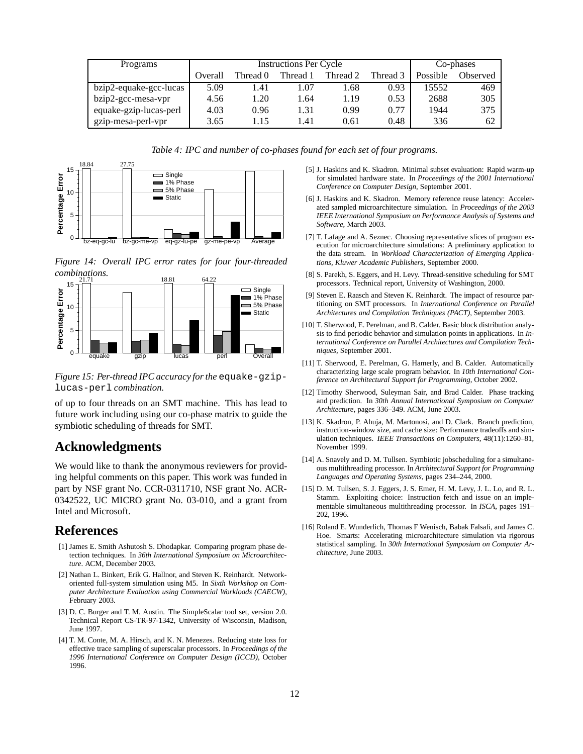| Programs | Instructions Per Cycle | | | | | Co-phases | |
|---|---|---|---|---|---|---|---|
| | Overall | Thread 0 | Thread 1 | Thread 2 | Thread 3 | Possible | Observed |
| bzip2-equake-gcc-lucas | 5.09 | 1.41 | 1.07 | 1.68 | 0.93 | 15552 | 469 |
| bzip2-gcc-mesa-vpr | 4.56 | 1.20 | 1.64 | 1.19 | 0.53 | 2688 | 305 |
| equake-gzip-lucas-perl | 4.03 | 0.96 | 1.31 | 0.99 | 0.77 | 1944 | 375 |
| gzip-mesa-perl-vpr | 3.65 | 1.15 | 1.41 | 0.61 | 0.48 | 336 | 62 |

*Table 4: IPC and number of co-phases found for each set of four programs.*

18.84
27.75
Percentage Error
15
10
5
0
Single
1% Phase
5% Phase
Static
bz-eq-gc-lu
bz-gc-me-vp
eq-gz-lu-pe
gz-me-pe-vp
Average

*Figure 14: Overall IPC error rates for four four-threaded combinations.*

21.71
18.81
64.22
Percentage Error
15
10
5
0
Single
1% Phase
5% Phase
Static
equake
gzip
lucas
perl
Overall

*Figure 15: Per-thread IPC accuracy for the* `equake-gzip-lucas-perl` *combination.*

of up to four threads on an SMT machine. This has lead to future work including using our co-phase matrix to guide the symbiotic scheduling of threads for SMT.

## Acknowledgments

We would like to thank the anonymous reviewers for providing helpful comments on this paper. This work was funded in part by NSF grant No. CCR-0311710, NSF grant No. ACR-0342522, UC MICRO grant No. 03-010, and a grant from Intel and Microsoft.

## References

[1] James E. Smith Ashutosh S. Dhodapkar. Comparing program phase detection techniques. In *36th International Symposium on Microarchitecture*. ACM, December 2003.

[2] Nathan L. Binkert, Erik G. Hallnor, and Steven K. Reinhardt. Network-oriented full-system simulation using M5. In *Sixth Workshop on Computer Architecture Evaluation using Commercial Workloads (CAECW)*, February 2003.

[3] D. C. Burger and T. M. Austin. The SimpleScalar tool set, version 2.0. Technical Report CS-TR-97-1342, University of Wisconsin, Madison, June 1997.

[4] T. M. Conte, M. A. Hirsch, and K. N. Menezes. Reducing state loss for effective trace sampling of superscalar processors. In *Proceedings of the 1996 International Conference on Computer Design (ICCD)*, October 1996.

[5] J. Haskins and K. Skadron. Minimal subset evaluation: Rapid warm-up for simulated hardware state. In *Proceedings of the 2001 International Conference on Computer Design*, September 2001.

[6] J. Haskins and K. Skadron. Memory reference reuse latency: Accelerated sampled microarchitecture simulation. In *Proceedings of the 2003 IEEE International Symposium on Performance Analysis of Systems and Software*, March 2003.

[7] T. Lafage and A. Seznec. Choosing representative slices of program execution for microarchitecture simulations: A preliminary application to the data stream. In *Workload Characterization of Emerging Applications, Kluwer Academic Publishers*, September 2000.

[8] S. Parekh, S. Eggers, and H. Levy. Thread-sensitive scheduling for SMT processors. Technical report, University of Washington, 2000.

[9] Steven E. Raasch and Steven K. Reinhardt. The impact of resource partitioning on SMT processors. In *International Conference on Parallel Architectures and Compilation Techniques (PACT)*, September 2003.

[10] T. Sherwood, E. Perelman, and B. Calder. Basic block distribution analysis to find periodic behavior and simulation points in applications. In *International Conference on Parallel Architectures and Compilation Techniques*, September 2001.

[11] T. Sherwood, E. Perelman, G. Hamerly, and B. Calder. Automatically characterizing large scale program behavior. In *10th International Conference on Architectural Support for Programming*, October 2002.

[12] Timothy Sherwood, Suleyman Sair, and Brad Calder. Phase tracking and prediction. In *30th Annual International Symposium on Computer Architecture*, pages 336–349. ACM, June 2003.

[13] K. Skadron, P. Ahuja, M. Martonosi, and D. Clark. Branch prediction, instruction-window size, and cache size: Performance tradeoffs and simulation techniques. *IEEE Transactions on Computers*, 48(11):1260–81, November 1999.

[14] A. Snavely and D. M. Tullsen. Symbiotic jobscheduling for a simultaneous multithreading processor. In *Architectural Support for Programming Languages and Operating Systems*, pages 234–244, 2000.

[15] D. M. Tullsen, S. J. Eggers, J. S. Emer, H. M. Levy, J. L. Lo, and R. L. Stamm. Exploiting choice: Instruction fetch and issue on an implementable simultaneous multithreading processor. In *ISCA*, pages 191–202, 1996.

[16] Roland E. Wunderlich, Thomas F Wenisch, Babak Falsafi, and James C. Hoe. Smarts: Accelerating microarchitecture simulation via rigorous statistical sampling. In *30th International Symposium on Computer Architecture*, June 2003.